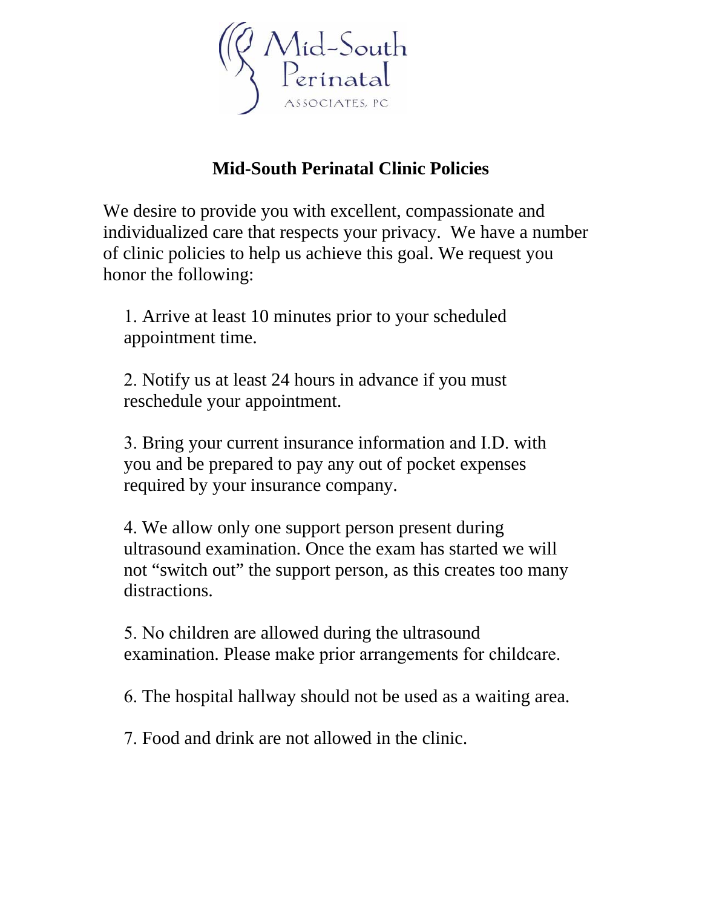# Mid-South Perinatal Clinic Policies

We desire to provide you with excellent, compassionate and individualized care that respects your privacy. We have a number of clinic policies to help us achieve this goal. We request you honor the following:

1. Arrive at least 10 minutes prior to your scheduled appointment time.

2. Notify us at least 24 hours in advance if you must reschedule your appointment.

3. Bring your current insurance information and I.D. with you and be prepared to pay any out of pocket expenses required by your insurance company.

4. We allow only one support person present during ultrasound examination. Once the exam has started we will not "switch out" the support person, as this creates too many distractions.

5. No children are allowed during the ultrasound examination. Please make prior arrangements for childcare.

6. The hospital hallway should not be used as a waiting area.

7. Food and drink are not allowed in the clinic.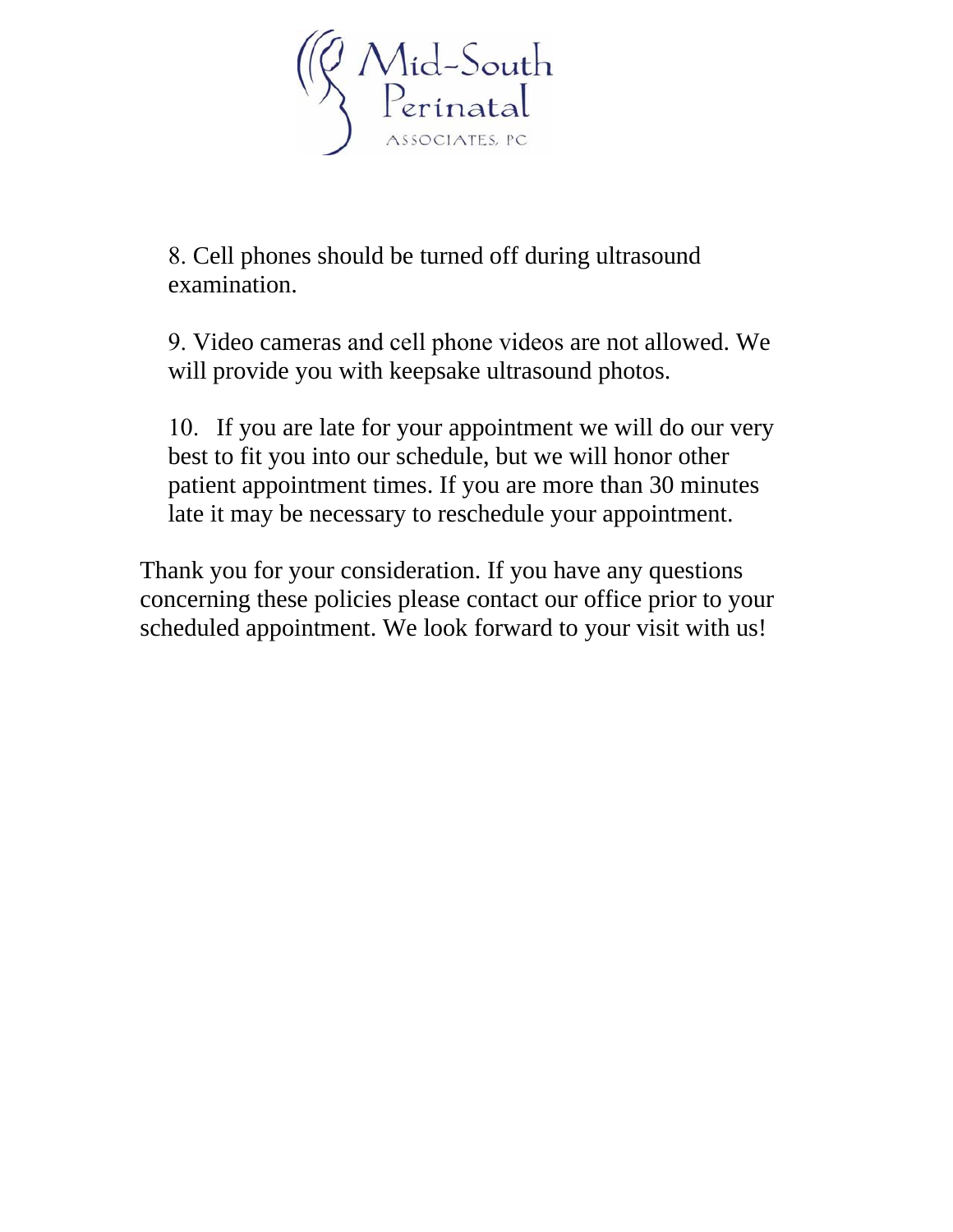8. Cell phones should be turned off during ultrasound examination.

9. Video cameras and cell phone videos are not allowed. We will provide you with keepsake ultrasound photos.

10. If you are late for your appointment we will do our very best to fit you into our schedule, but we will honor other patient appointment times. If you are more than 30 minutes late it may be necessary to reschedule your appointment.

Thank you for your consideration. If you have any questions concerning these policies please contact our office prior to your scheduled appointment. We look forward to your visit with us!